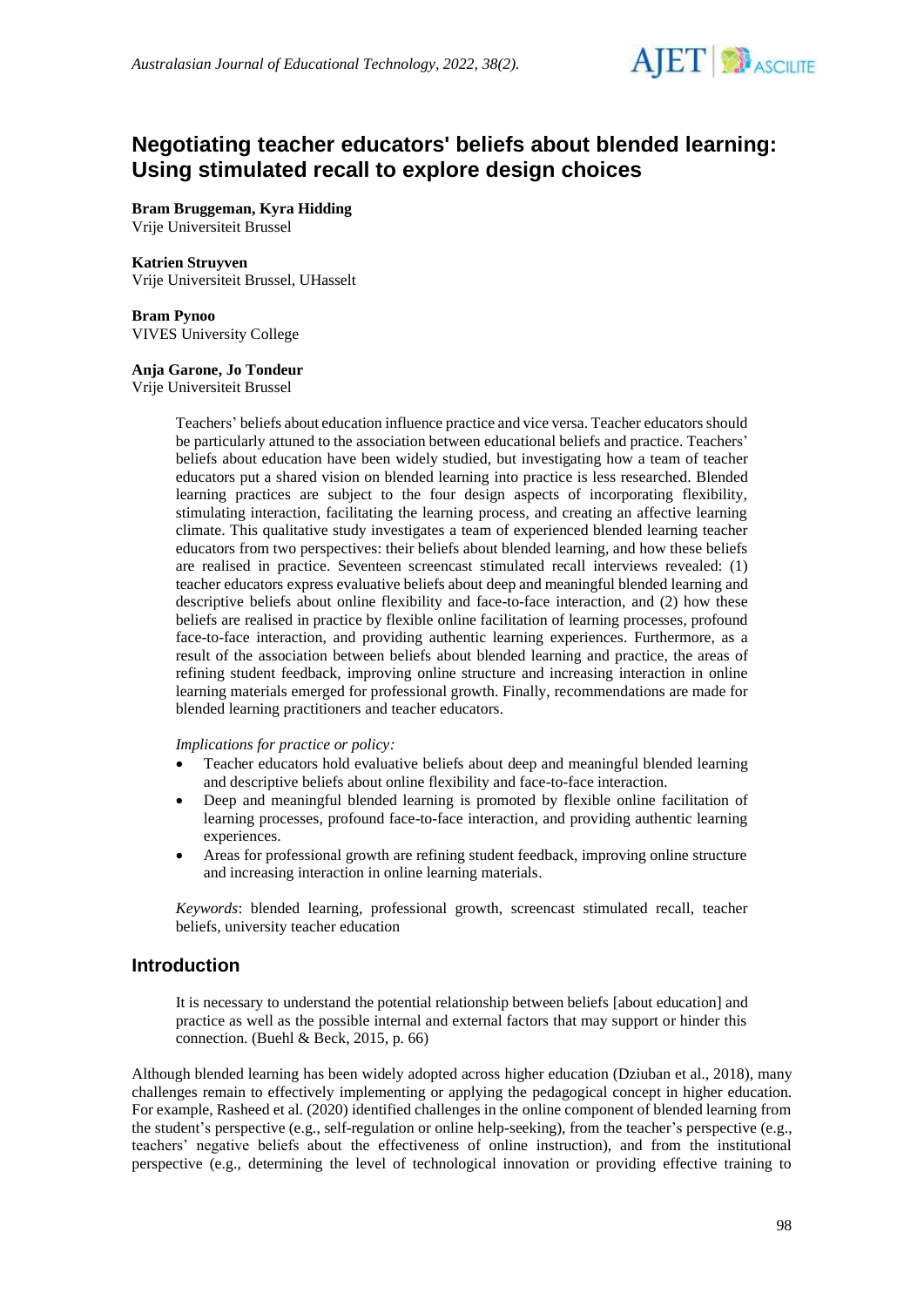# Negotiating teacher educators' beliefs about blended learning: Using stimulated recall to explore design choices

**Bram Bruggeman, Kyra Hidding**
Vrije Universiteit Brussel

**Katrien Struyven**
Vrije Universiteit Brussel, UHasselt

**Bram Pynoo**
VIVES University College

**Anja Garone, Jo Tondeur**
Vrije Universiteit Brussel

Teachers' beliefs about education influence practice and vice versa. Teacher educators should be particularly attuned to the association between educational beliefs and practice. Teachers' beliefs about education have been widely studied, but investigating how a team of teacher educators put a shared vision on blended learning into practice is less researched. Blended learning practices are subject to the four design aspects of incorporating flexibility, stimulating interaction, facilitating the learning process, and creating an affective learning climate. This qualitative study investigates a team of experienced blended learning teacher educators from two perspectives: their beliefs about blended learning, and how these beliefs are realised in practice. Seventeen screencast stimulated recall interviews revealed: (1) teacher educators express evaluative beliefs about deep and meaningful blended learning and descriptive beliefs about online flexibility and face-to-face interaction, and (2) how these beliefs are realised in practice by flexible online facilitation of learning processes, profound face-to-face interaction, and providing authentic learning experiences. Furthermore, as a result of the association between beliefs about blended learning and practice, the areas of refining student feedback, improving online structure and increasing interaction in online learning materials emerged for professional growth. Finally, recommendations are made for blended learning practitioners and teacher educators.

*Implications for practice or policy:*

- Teacher educators hold evaluative beliefs about deep and meaningful blended learning and descriptive beliefs about online flexibility and face-to-face interaction.
- Deep and meaningful blended learning is promoted by flexible online facilitation of learning processes, profound face-to-face interaction, and providing authentic learning experiences.
- Areas for professional growth are refining student feedback, improving online structure and increasing interaction in online learning materials.

*Keywords*: blended learning, professional growth, screencast stimulated recall, teacher beliefs, university teacher education

## Introduction

> It is necessary to understand the potential relationship between beliefs [about education] and practice as well as the possible internal and external factors that may support or hinder this connection. (Buehl & Beck, 2015, p. 66)

Although blended learning has been widely adopted across higher education (Dziuban et al., 2018), many challenges remain to effectively implementing or applying the pedagogical concept in higher education. For example, Rasheed et al. (2020) identified challenges in the online component of blended learning from the student's perspective (e.g., self-regulation or online help-seeking), from the teacher's perspective (e.g., teachers' negative beliefs about the effectiveness of online instruction), and from the institutional perspective (e.g., determining the level of technological innovation or providing effective training to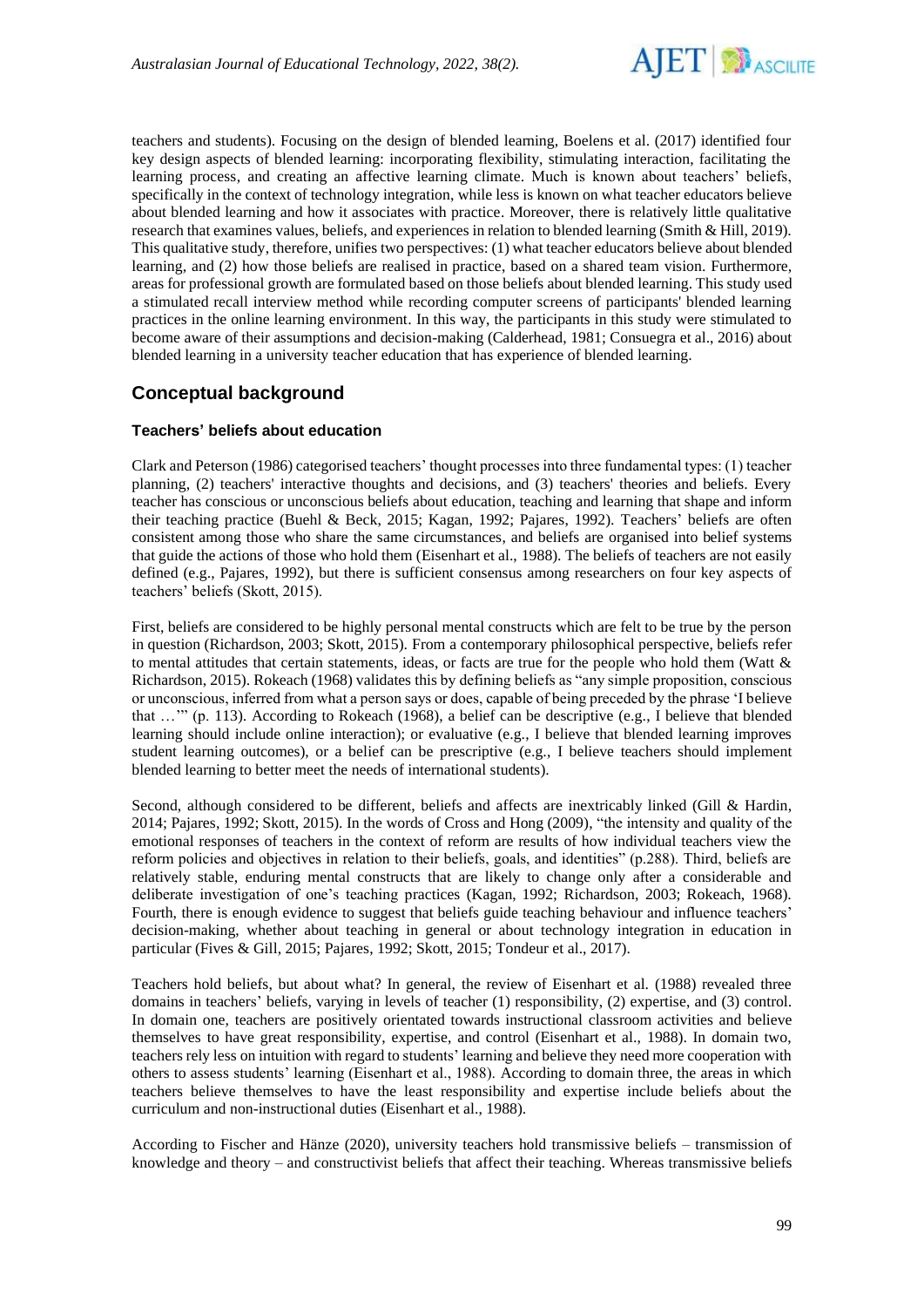teachers and students). Focusing on the design of blended learning, Boelens et al. (2017) identified four key design aspects of blended learning: incorporating flexibility, stimulating interaction, facilitating the learning process, and creating an affective learning climate. Much is known about teachers' beliefs, specifically in the context of technology integration, while less is known on what teacher educators believe about blended learning and how it associates with practice. Moreover, there is relatively little qualitative research that examines values, beliefs, and experiences in relation to blended learning (Smith & Hill, 2019). This qualitative study, therefore, unifies two perspectives: (1) what teacher educators believe about blended learning, and (2) how those beliefs are realised in practice, based on a shared team vision. Furthermore, areas for professional growth are formulated based on those beliefs about blended learning. This study used a stimulated recall interview method while recording computer screens of participants' blended learning practices in the online learning environment. In this way, the participants in this study were stimulated to become aware of their assumptions and decision-making (Calderhead, 1981; Consuegra et al., 2016) about blended learning in a university teacher education that has experience of blended learning.

## Conceptual background

### Teachers' beliefs about education

Clark and Peterson (1986) categorised teachers' thought processes into three fundamental types: (1) teacher planning, (2) teachers' interactive thoughts and decisions, and (3) teachers' theories and beliefs. Every teacher has conscious or unconscious beliefs about education, teaching and learning that shape and inform their teaching practice (Buehl & Beck, 2015; Kagan, 1992; Pajares, 1992). Teachers' beliefs are often consistent among those who share the same circumstances, and beliefs are organised into belief systems that guide the actions of those who hold them (Eisenhart et al., 1988). The beliefs of teachers are not easily defined (e.g., Pajares, 1992), but there is sufficient consensus among researchers on four key aspects of teachers' beliefs (Skott, 2015).

First, beliefs are considered to be highly personal mental constructs which are felt to be true by the person in question (Richardson, 2003; Skott, 2015). From a contemporary philosophical perspective, beliefs refer to mental attitudes that certain statements, ideas, or facts are true for the people who hold them (Watt & Richardson, 2015). Rokeach (1968) validates this by defining beliefs as "any simple proposition, conscious or unconscious, inferred from what a person says or does, capable of being preceded by the phrase 'I believe that …'" (p. 113). According to Rokeach (1968), a belief can be descriptive (e.g., I believe that blended learning should include online interaction); or evaluative (e.g., I believe that blended learning improves student learning outcomes), or a belief can be prescriptive (e.g., I believe teachers should implement blended learning to better meet the needs of international students).

Second, although considered to be different, beliefs and affects are inextricably linked (Gill & Hardin, 2014; Pajares, 1992; Skott, 2015). In the words of Cross and Hong (2009), "the intensity and quality of the emotional responses of teachers in the context of reform are results of how individual teachers view the reform policies and objectives in relation to their beliefs, goals, and identities" (p.288). Third, beliefs are relatively stable, enduring mental constructs that are likely to change only after a considerable and deliberate investigation of one's teaching practices (Kagan, 1992; Richardson, 2003; Rokeach, 1968). Fourth, there is enough evidence to suggest that beliefs guide teaching behaviour and influence teachers' decision-making, whether about teaching in general or about technology integration in education in particular (Fives & Gill, 2015; Pajares, 1992; Skott, 2015; Tondeur et al., 2017).

Teachers hold beliefs, but about what? In general, the review of Eisenhart et al. (1988) revealed three domains in teachers' beliefs, varying in levels of teacher (1) responsibility, (2) expertise, and (3) control. In domain one, teachers are positively orientated towards instructional classroom activities and believe themselves to have great responsibility, expertise, and control (Eisenhart et al., 1988). In domain two, teachers rely less on intuition with regard to students' learning and believe they need more cooperation with others to assess students' learning (Eisenhart et al., 1988). According to domain three, the areas in which teachers believe themselves to have the least responsibility and expertise include beliefs about the curriculum and non-instructional duties (Eisenhart et al., 1988).

According to Fischer and Hänze (2020), university teachers hold transmissive beliefs – transmission of knowledge and theory – and constructivist beliefs that affect their teaching. Whereas transmissive beliefs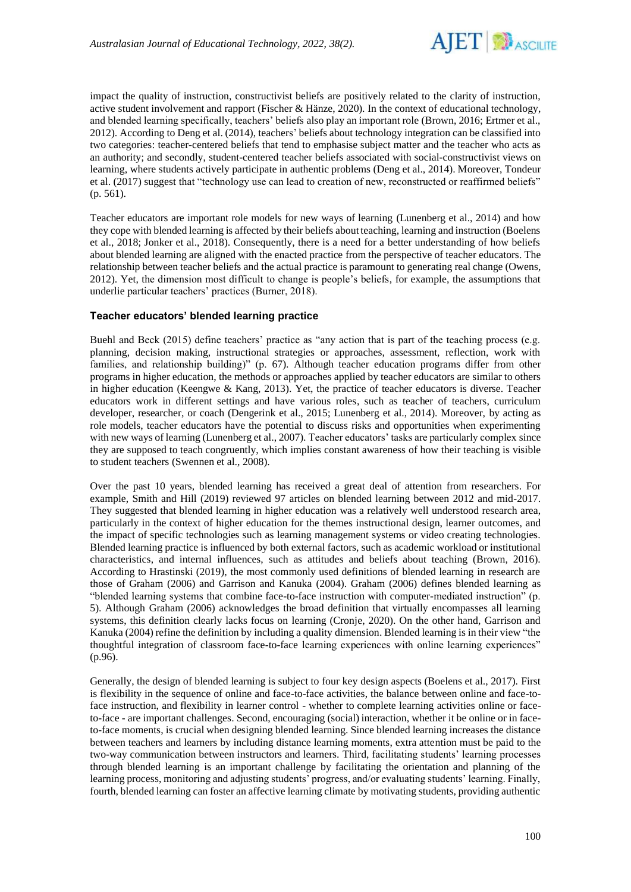impact the quality of instruction, constructivist beliefs are positively related to the clarity of instruction, active student involvement and rapport (Fischer & Hänze, 2020). In the context of educational technology, and blended learning specifically, teachers' beliefs also play an important role (Brown, 2016; Ertmer et al., 2012). According to Deng et al. (2014), teachers' beliefs about technology integration can be classified into two categories: teacher-centered beliefs that tend to emphasise subject matter and the teacher who acts as an authority; and secondly, student-centered teacher beliefs associated with social-constructivist views on learning, where students actively participate in authentic problems (Deng et al., 2014). Moreover, Tondeur et al. (2017) suggest that "technology use can lead to creation of new, reconstructed or reaffirmed beliefs" (p. 561).

Teacher educators are important role models for new ways of learning (Lunenberg et al., 2014) and how they cope with blended learning is affected by their beliefs about teaching, learning and instruction (Boelens et al., 2018; Jonker et al., 2018). Consequently, there is a need for a better understanding of how beliefs about blended learning are aligned with the enacted practice from the perspective of teacher educators. The relationship between teacher beliefs and the actual practice is paramount to generating real change (Owens, 2012). Yet, the dimension most difficult to change is people's beliefs, for example, the assumptions that underlie particular teachers' practices (Burner, 2018).

### Teacher educators' blended learning practice

Buehl and Beck (2015) define teachers' practice as "any action that is part of the teaching process (e.g. planning, decision making, instructional strategies or approaches, assessment, reflection, work with families, and relationship building)" (p. 67). Although teacher education programs differ from other programs in higher education, the methods or approaches applied by teacher educators are similar to others in higher education (Keengwe & Kang, 2013). Yet, the practice of teacher educators is diverse. Teacher educators work in different settings and have various roles, such as teacher of teachers, curriculum developer, researcher, or coach (Dengerink et al., 2015; Lunenberg et al., 2014). Moreover, by acting as role models, teacher educators have the potential to discuss risks and opportunities when experimenting with new ways of learning (Lunenberg et al., 2007). Teacher educators' tasks are particularly complex since they are supposed to teach congruently, which implies constant awareness of how their teaching is visible to student teachers (Swennen et al., 2008).

Over the past 10 years, blended learning has received a great deal of attention from researchers. For example, Smith and Hill (2019) reviewed 97 articles on blended learning between 2012 and mid-2017. They suggested that blended learning in higher education was a relatively well understood research area, particularly in the context of higher education for the themes instructional design, learner outcomes, and the impact of specific technologies such as learning management systems or video creating technologies. Blended learning practice is influenced by both external factors, such as academic workload or institutional characteristics, and internal influences, such as attitudes and beliefs about teaching (Brown, 2016). According to Hrastinski (2019), the most commonly used definitions of blended learning in research are those of Graham (2006) and Garrison and Kanuka (2004). Graham (2006) defines blended learning as "blended learning systems that combine face-to-face instruction with computer-mediated instruction" (p. 5). Although Graham (2006) acknowledges the broad definition that virtually encompasses all learning systems, this definition clearly lacks focus on learning (Cronje, 2020). On the other hand, Garrison and Kanuka (2004) refine the definition by including a quality dimension. Blended learning is in their view "the thoughtful integration of classroom face-to-face learning experiences with online learning experiences" (p.96).

Generally, the design of blended learning is subject to four key design aspects (Boelens et al., 2017). First is flexibility in the sequence of online and face-to-face activities, the balance between online and face-to-face instruction, and flexibility in learner control - whether to complete learning activities online or face-to-face - are important challenges. Second, encouraging (social) interaction, whether it be online or in face-to-face moments, is crucial when designing blended learning. Since blended learning increases the distance between teachers and learners by including distance learning moments, extra attention must be paid to the two-way communication between instructors and learners. Third, facilitating students' learning processes through blended learning is an important challenge by facilitating the orientation and planning of the learning process, monitoring and adjusting students' progress, and/or evaluating students' learning. Finally, fourth, blended learning can foster an affective learning climate by motivating students, providing authentic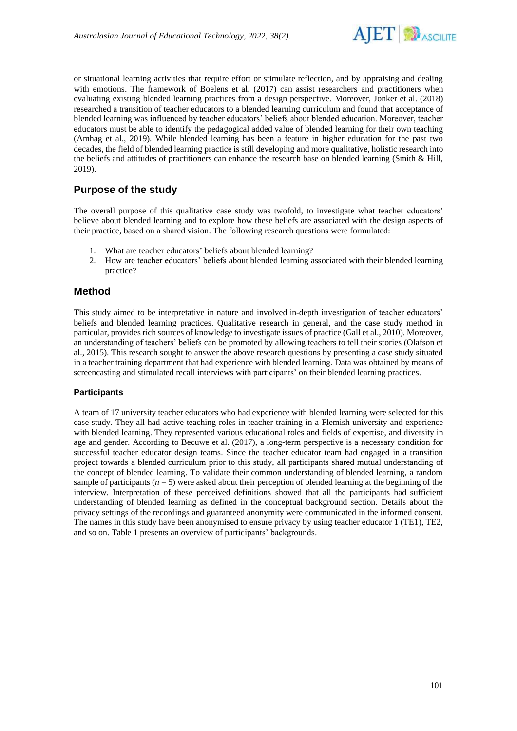or situational learning activities that require effort or stimulate reflection, and by appraising and dealing with emotions. The framework of Boelens et al. (2017) can assist researchers and practitioners when evaluating existing blended learning practices from a design perspective. Moreover, Jonker et al. (2018) researched a transition of teacher educators to a blended learning curriculum and found that acceptance of blended learning was influenced by teacher educators' beliefs about blended education. Moreover, teacher educators must be able to identify the pedagogical added value of blended learning for their own teaching (Amhag et al., 2019). While blended learning has been a feature in higher education for the past two decades, the field of blended learning practice is still developing and more qualitative, holistic research into the beliefs and attitudes of practitioners can enhance the research base on blended learning (Smith & Hill, 2019).

## Purpose of the study

The overall purpose of this qualitative case study was twofold, to investigate what teacher educators' believe about blended learning and to explore how these beliefs are associated with the design aspects of their practice, based on a shared vision. The following research questions were formulated:

1. What are teacher educators' beliefs about blended learning?
2. How are teacher educators' beliefs about blended learning associated with their blended learning practice?

## Method

This study aimed to be interpretative in nature and involved in-depth investigation of teacher educators' beliefs and blended learning practices. Qualitative research in general, and the case study method in particular, provides rich sources of knowledge to investigate issues of practice (Gall et al., 2010). Moreover, an understanding of teachers' beliefs can be promoted by allowing teachers to tell their stories (Olafson et al., 2015). This research sought to answer the above research questions by presenting a case study situated in a teacher training department that had experience with blended learning. Data was obtained by means of screencasting and stimulated recall interviews with participants' on their blended learning practices.

### Participants

A team of 17 university teacher educators who had experience with blended learning were selected for this case study. They all had active teaching roles in teacher training in a Flemish university and experience with blended learning. They represented various educational roles and fields of expertise, and diversity in age and gender. According to Becuwe et al. (2017), a long-term perspective is a necessary condition for successful teacher educator design teams. Since the teacher educator team had engaged in a transition project towards a blended curriculum prior to this study, all participants shared mutual understanding of the concept of blended learning. To validate their common understanding of blended learning, a random sample of participants ($n = 5$) were asked about their perception of blended learning at the beginning of the interview. Interpretation of these perceived definitions showed that all the participants had sufficient understanding of blended learning as defined in the conceptual background section. Details about the privacy settings of the recordings and guaranteed anonymity were communicated in the informed consent. The names in this study have been anonymised to ensure privacy by using teacher educator 1 (TE1), TE2, and so on. Table 1 presents an overview of participants' backgrounds.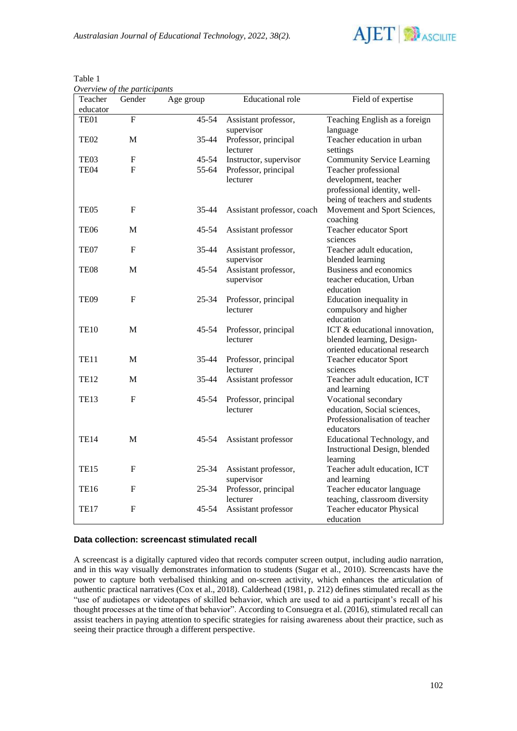Table 1

*Overview of the participants*

| Teacher educator | Gender | Age group | Educational role | Field of expertise |
|---|---|---|---|---|
| TE01 | F | 45-54 | Assistant professor, supervisor | Teaching English as a foreign language |
| TE02 | M | 35-44 | Professor, principal lecturer | Teacher education in urban settings |
| TE03 | F | 45-54 | Instructor, supervisor | Community Service Learning |
| TE04 | F | 55-64 | Professor, principal lecturer | Teacher professional development, teacher professional identity, well-being of teachers and students |
| TE05 | F | 35-44 | Assistant professor, coach | Movement and Sport Sciences, coaching |
| TE06 | M | 45-54 | Assistant professor | Teacher educator Sport sciences |
| TE07 | F | 35-44 | Assistant professor, supervisor | Teacher adult education, blended learning |
| TE08 | M | 45-54 | Assistant professor, supervisor | Business and economics teacher education, Urban education |
| TE09 | F | 25-34 | Professor, principal lecturer | Education inequality in compulsory and higher education |
| TE10 | M | 45-54 | Professor, principal lecturer | ICT & educational innovation, blended learning, Design-oriented educational research |
| TE11 | M | 35-44 | Professor, principal lecturer | Teacher educator Sport sciences |
| TE12 | M | 35-44 | Assistant professor | Teacher adult education, ICT and learning |
| TE13 | F | 45-54 | Professor, principal lecturer | Vocational secondary education, Social sciences, Professionalisation of teacher educators |
| TE14 | M | 45-54 | Assistant professor | Educational Technology, and Instructional Design, blended learning |
| TE15 | F | 25-34 | Assistant professor, supervisor | Teacher adult education, ICT and learning |
| TE16 | F | 25-34 | Professor, principal lecturer | Teacher educator language teaching, classroom diversity |
| TE17 | F | 45-54 | Assistant professor | Teacher educator Physical education |

### Data collection: screencast stimulated recall

A screencast is a digitally captured video that records computer screen output, including audio narration, and in this way visually demonstrates information to students (Sugar et al., 2010). Screencasts have the power to capture both verbalised thinking and on-screen activity, which enhances the articulation of authentic practical narratives (Cox et al., 2018). Calderhead (1981, p. 212) defines stimulated recall as the "use of audiotapes or videotapes of skilled behavior, which are used to aid a participant's recall of his thought processes at the time of that behavior". According to Consuegra et al. (2016), stimulated recall can assist teachers in paying attention to specific strategies for raising awareness about their practice, such as seeing their practice through a different perspective.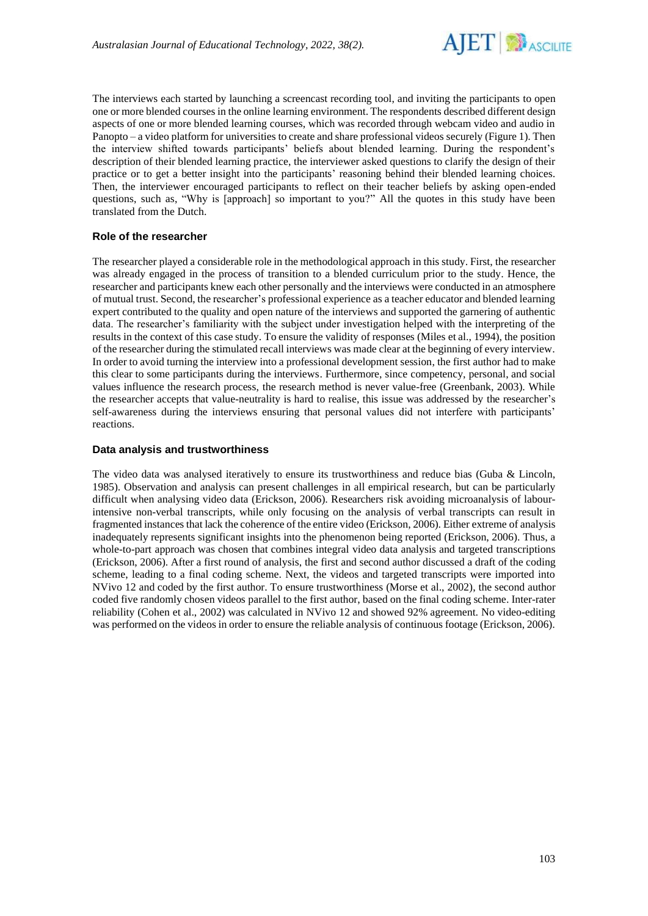The interviews each started by launching a screencast recording tool, and inviting the participants to open one or more blended courses in the online learning environment. The respondents described different design aspects of one or more blended learning courses, which was recorded through webcam video and audio in Panopto – a video platform for universities to create and share professional videos securely (Figure 1). Then the interview shifted towards participants' beliefs about blended learning. During the respondent's description of their blended learning practice, the interviewer asked questions to clarify the design of their practice or to get a better insight into the participants' reasoning behind their blended learning choices. Then, the interviewer encouraged participants to reflect on their teacher beliefs by asking open-ended questions, such as, "Why is [approach] so important to you?" All the quotes in this study have been translated from the Dutch.

### Role of the researcher

The researcher played a considerable role in the methodological approach in this study. First, the researcher was already engaged in the process of transition to a blended curriculum prior to the study. Hence, the researcher and participants knew each other personally and the interviews were conducted in an atmosphere of mutual trust. Second, the researcher's professional experience as a teacher educator and blended learning expert contributed to the quality and open nature of the interviews and supported the garnering of authentic data. The researcher's familiarity with the subject under investigation helped with the interpreting of the results in the context of this case study. To ensure the validity of responses (Miles et al., 1994), the position of the researcher during the stimulated recall interviews was made clear at the beginning of every interview. In order to avoid turning the interview into a professional development session, the first author had to make this clear to some participants during the interviews. Furthermore, since competency, personal, and social values influence the research process, the research method is never value-free (Greenbank, 2003). While the researcher accepts that value-neutrality is hard to realise, this issue was addressed by the researcher's self-awareness during the interviews ensuring that personal values did not interfere with participants' reactions.

### Data analysis and trustworthiness

The video data was analysed iteratively to ensure its trustworthiness and reduce bias (Guba & Lincoln, 1985). Observation and analysis can present challenges in all empirical research, but can be particularly difficult when analysing video data (Erickson, 2006). Researchers risk avoiding microanalysis of labour-intensive non-verbal transcripts, while only focusing on the analysis of verbal transcripts can result in fragmented instances that lack the coherence of the entire video (Erickson, 2006). Either extreme of analysis inadequately represents significant insights into the phenomenon being reported (Erickson, 2006). Thus, a whole-to-part approach was chosen that combines integral video data analysis and targeted transcriptions (Erickson, 2006). After a first round of analysis, the first and second author discussed a draft of the coding scheme, leading to a final coding scheme. Next, the videos and targeted transcripts were imported into NVivo 12 and coded by the first author. To ensure trustworthiness (Morse et al., 2002), the second author coded five randomly chosen videos parallel to the first author, based on the final coding scheme. Inter-rater reliability (Cohen et al., 2002) was calculated in NVivo 12 and showed 92% agreement. No video-editing was performed on the videos in order to ensure the reliable analysis of continuous footage (Erickson, 2006).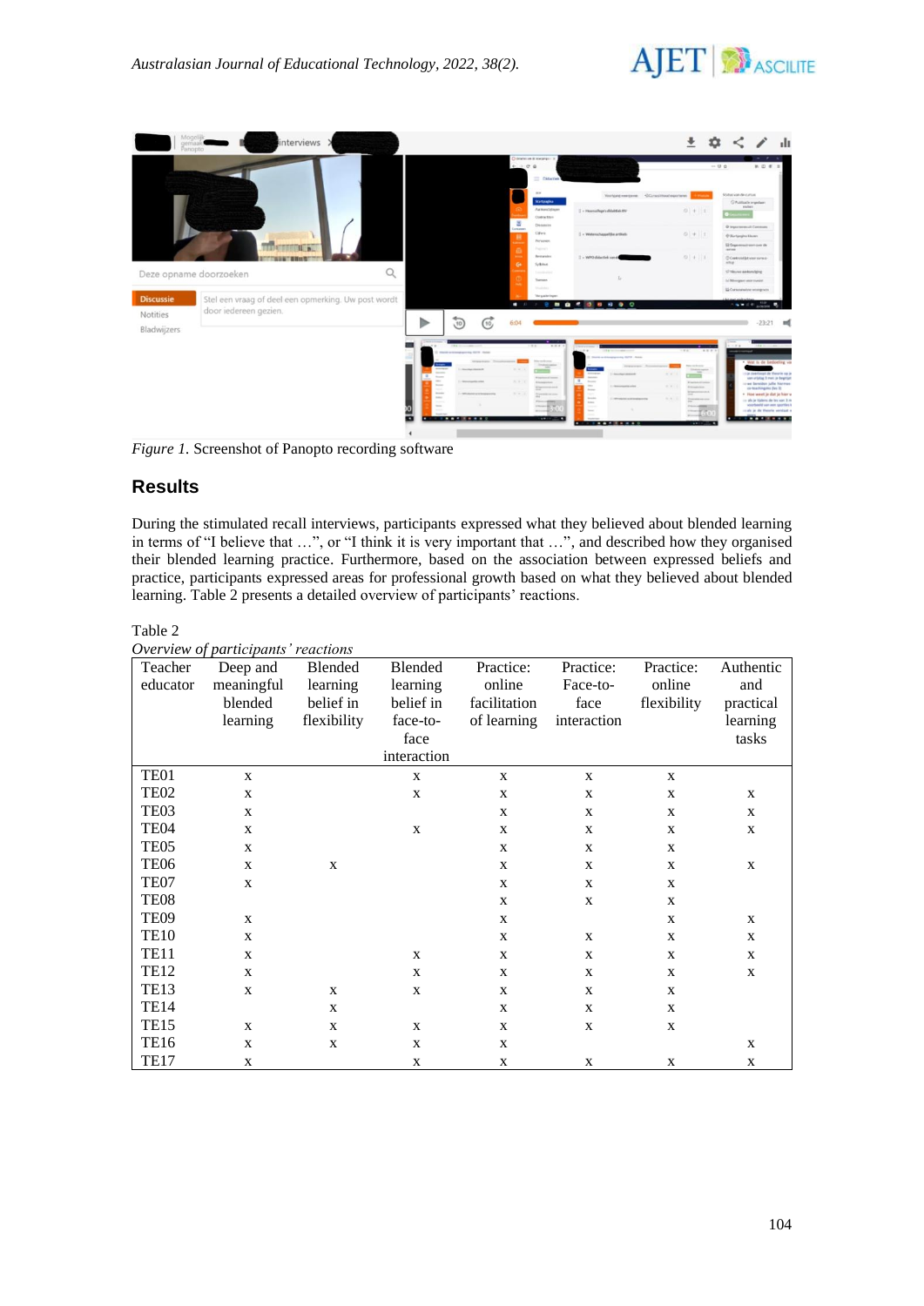*Figure 1.* Screenshot of Panopto recording software

## Results

During the stimulated recall interviews, participants expressed what they believed about blended learning in terms of "I believe that …", or "I think it is very important that …", and described how they organised their blended learning practice. Furthermore, based on the association between expressed beliefs and practice, participants expressed areas for professional growth based on what they believed about blended learning. Table 2 presents a detailed overview of participants' reactions.

Table 2
*Overview of participants' reactions*

| Teacher educator | Deep and meaningful blended learning | Blended learning belief in flexibility | Blended learning belief in face-to-face interaction | Practice: online facilitation of learning | Practice: Face-to-face interaction | Practice: online flexibility | Authentic and practical learning tasks |
|---|---|---|---|---|---|---|---|
| TE01 | x | | x | x | x | x | |
| TE02 | x | | x | x | x | x | x |
| TE03 | x | | | x | x | x | x |
| TE04 | x | | x | x | x | x | x |
| TE05 | x | | | x | x | x | |
| TE06 | x | x | | x | x | x | x |
| TE07 | x | | | x | x | x | |
| TE08 | | | | x | x | x | |
| TE09 | x | | | x | | x | x |
| TE10 | x | | | x | x | x | x |
| TE11 | x | | x | x | x | x | x |
| TE12 | x | | x | x | x | x | x |
| TE13 | x | x | x | x | x | x | |
| TE14 | | x | | x | x | x | |
| TE15 | x | x | x | x | x | x | |
| TE16 | x | x | x | x | | | x |
| TE17 | x | | x | x | x | x | x |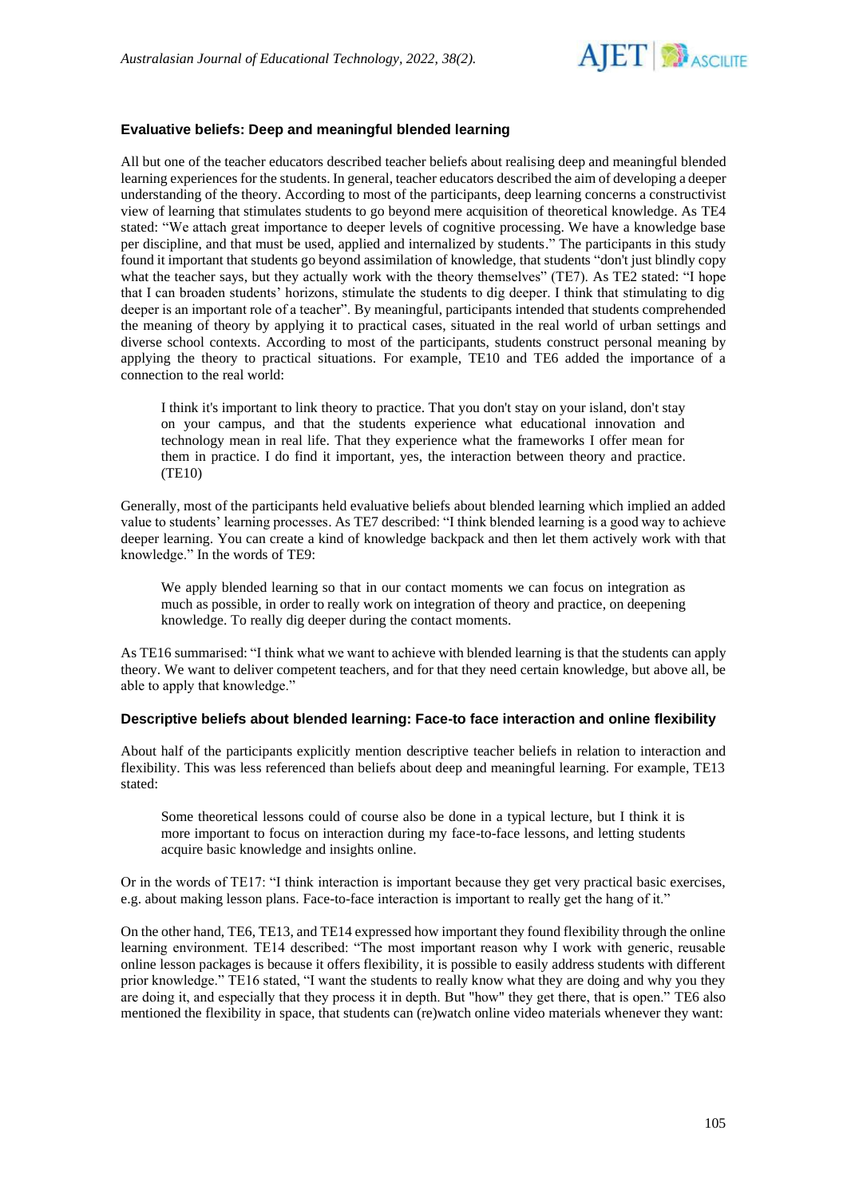### Evaluative beliefs: Deep and meaningful blended learning

All but one of the teacher educators described teacher beliefs about realising deep and meaningful blended learning experiences for the students. In general, teacher educators described the aim of developing a deeper understanding of the theory. According to most of the participants, deep learning concerns a constructivist view of learning that stimulates students to go beyond mere acquisition of theoretical knowledge. As TE4 stated: "We attach great importance to deeper levels of cognitive processing. We have a knowledge base per discipline, and that must be used, applied and internalized by students." The participants in this study found it important that students go beyond assimilation of knowledge, that students "don't just blindly copy what the teacher says, but they actually work with the theory themselves" (TE7). As TE2 stated: "I hope that I can broaden students' horizons, stimulate the students to dig deeper. I think that stimulating to dig deeper is an important role of a teacher". By meaningful, participants intended that students comprehended the meaning of theory by applying it to practical cases, situated in the real world of urban settings and diverse school contexts. According to most of the participants, students construct personal meaning by applying the theory to practical situations. For example, TE10 and TE6 added the importance of a connection to the real world:

> I think it's important to link theory to practice. That you don't stay on your island, don't stay on your campus, and that the students experience what educational innovation and technology mean in real life. That they experience what the frameworks I offer mean for them in practice. I do find it important, yes, the interaction between theory and practice. (TE10)

Generally, most of the participants held evaluative beliefs about blended learning which implied an added value to students' learning processes. As TE7 described: "I think blended learning is a good way to achieve deeper learning. You can create a kind of knowledge backpack and then let them actively work with that knowledge." In the words of TE9:

> We apply blended learning so that in our contact moments we can focus on integration as much as possible, in order to really work on integration of theory and practice, on deepening knowledge. To really dig deeper during the contact moments.

As TE16 summarised: "I think what we want to achieve with blended learning is that the students can apply theory. We want to deliver competent teachers, and for that they need certain knowledge, but above all, be able to apply that knowledge."

### Descriptive beliefs about blended learning: Face-to face interaction and online flexibility

About half of the participants explicitly mention descriptive teacher beliefs in relation to interaction and flexibility. This was less referenced than beliefs about deep and meaningful learning. For example, TE13 stated:

> Some theoretical lessons could of course also be done in a typical lecture, but I think it is more important to focus on interaction during my face-to-face lessons, and letting students acquire basic knowledge and insights online.

Or in the words of TE17: "I think interaction is important because they get very practical basic exercises, e.g. about making lesson plans. Face-to-face interaction is important to really get the hang of it."

On the other hand, TE6, TE13, and TE14 expressed how important they found flexibility through the online learning environment. TE14 described: "The most important reason why I work with generic, reusable online lesson packages is because it offers flexibility, it is possible to easily address students with different prior knowledge." TE16 stated, "I want the students to really know what they are doing and why you they are doing it, and especially that they process it in depth. But "how" they get there, that is open." TE6 also mentioned the flexibility in space, that students can (re)watch online video materials whenever they want: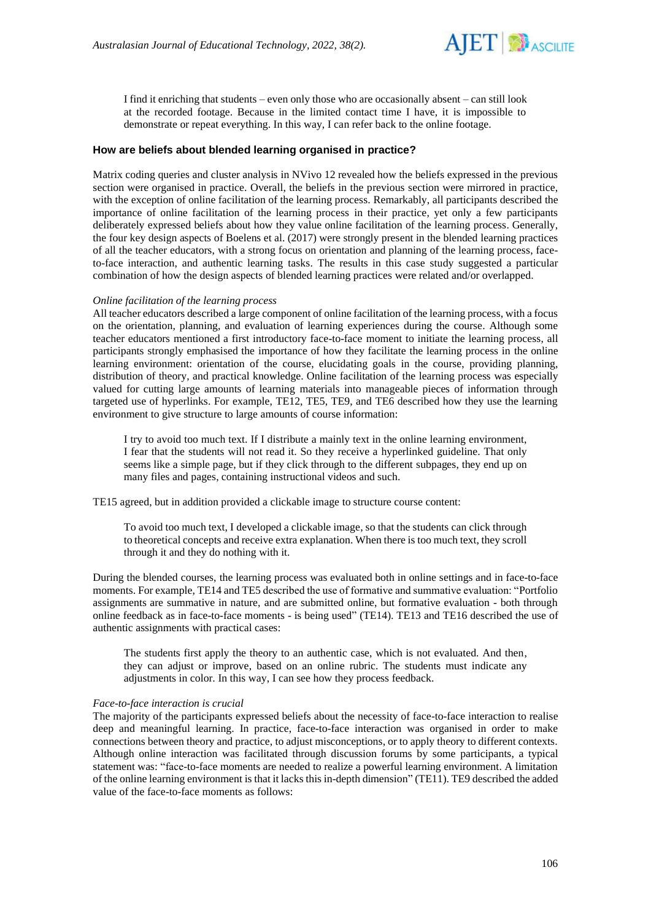> I find it enriching that students – even only those who are occasionally absent – can still look at the recorded footage. Because in the limited contact time I have, it is impossible to demonstrate or repeat everything. In this way, I can refer back to the online footage.

### How are beliefs about blended learning organised in practice?

Matrix coding queries and cluster analysis in NVivo 12 revealed how the beliefs expressed in the previous section were organised in practice. Overall, the beliefs in the previous section were mirrored in practice, with the exception of online facilitation of the learning process. Remarkably, all participants described the importance of online facilitation of the learning process in their practice, yet only a few participants deliberately expressed beliefs about how they value online facilitation of the learning process. Generally, the four key design aspects of Boelens et al. (2017) were strongly present in the blended learning practices of all the teacher educators, with a strong focus on orientation and planning of the learning process, face-to-face interaction, and authentic learning tasks. The results in this case study suggested a particular combination of how the design aspects of blended learning practices were related and/or overlapped.

#### *Online facilitation of the learning process*

All teacher educators described a large component of online facilitation of the learning process, with a focus on the orientation, planning, and evaluation of learning experiences during the course. Although some teacher educators mentioned a first introductory face-to-face moment to initiate the learning process, all participants strongly emphasised the importance of how they facilitate the learning process in the online learning environment: orientation of the course, elucidating goals in the course, providing planning, distribution of theory, and practical knowledge. Online facilitation of the learning process was especially valued for cutting large amounts of learning materials into manageable pieces of information through targeted use of hyperlinks. For example, TE12, TE5, TE9, and TE6 described how they use the learning environment to give structure to large amounts of course information:

> I try to avoid too much text. If I distribute a mainly text in the online learning environment, I fear that the students will not read it. So they receive a hyperlinked guideline. That only seems like a simple page, but if they click through to the different subpages, they end up on many files and pages, containing instructional videos and such.

TE15 agreed, but in addition provided a clickable image to structure course content:

> To avoid too much text, I developed a clickable image, so that the students can click through to theoretical concepts and receive extra explanation. When there is too much text, they scroll through it and they do nothing with it.

During the blended courses, the learning process was evaluated both in online settings and in face-to-face moments. For example, TE14 and TE5 described the use of formative and summative evaluation: "Portfolio assignments are summative in nature, and are submitted online, but formative evaluation - both through online feedback as in face-to-face moments - is being used" (TE14). TE13 and TE16 described the use of authentic assignments with practical cases:

> The students first apply the theory to an authentic case, which is not evaluated. And then, they can adjust or improve, based on an online rubric. The students must indicate any adjustments in color. In this way, I can see how they process feedback.

#### *Face-to-face interaction is crucial*

The majority of the participants expressed beliefs about the necessity of face-to-face interaction to realise deep and meaningful learning. In practice, face-to-face interaction was organised in order to make connections between theory and practice, to adjust misconceptions, or to apply theory to different contexts. Although online interaction was facilitated through discussion forums by some participants, a typical statement was: "face-to-face moments are needed to realize a powerful learning environment. A limitation of the online learning environment is that it lacks this in-depth dimension" (TE11). TE9 described the added value of the face-to-face moments as follows: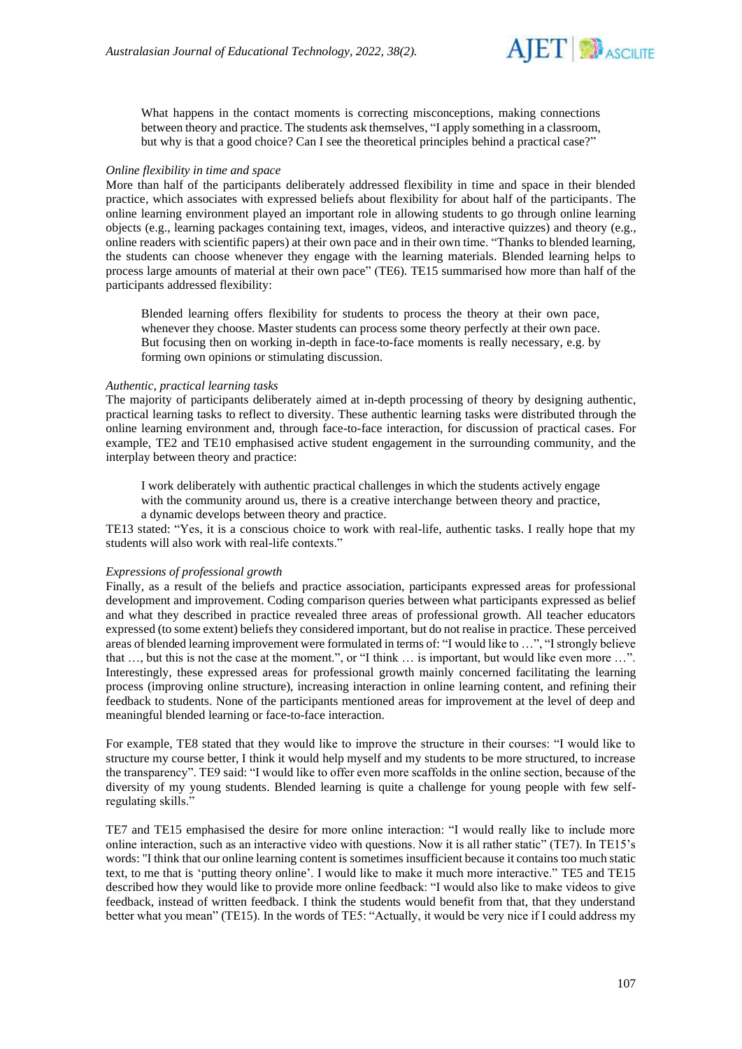> What happens in the contact moments is correcting misconceptions, making connections between theory and practice. The students ask themselves, "I apply something in a classroom, but why is that a good choice? Can I see the theoretical principles behind a practical case?"

*Online flexibility in time and space*

More than half of the participants deliberately addressed flexibility in time and space in their blended practice, which associates with expressed beliefs about flexibility for about half of the participants. The online learning environment played an important role in allowing students to go through online learning objects (e.g., learning packages containing text, images, videos, and interactive quizzes) and theory (e.g., online readers with scientific papers) at their own pace and in their own time. "Thanks to blended learning, the students can choose whenever they engage with the learning materials. Blended learning helps to process large amounts of material at their own pace" (TE6). TE15 summarised how more than half of the participants addressed flexibility:

> Blended learning offers flexibility for students to process the theory at their own pace, whenever they choose. Master students can process some theory perfectly at their own pace. But focusing then on working in-depth in face-to-face moments is really necessary, e.g. by forming own opinions or stimulating discussion.

*Authentic, practical learning tasks*

The majority of participants deliberately aimed at in-depth processing of theory by designing authentic, practical learning tasks to reflect to diversity. These authentic learning tasks were distributed through the online learning environment and, through face-to-face interaction, for discussion of practical cases. For example, TE2 and TE10 emphasised active student engagement in the surrounding community, and the interplay between theory and practice:

> I work deliberately with authentic practical challenges in which the students actively engage with the community around us, there is a creative interchange between theory and practice, a dynamic develops between theory and practice.

TE13 stated: "Yes, it is a conscious choice to work with real-life, authentic tasks. I really hope that my students will also work with real-life contexts."

*Expressions of professional growth*

Finally, as a result of the beliefs and practice association, participants expressed areas for professional development and improvement. Coding comparison queries between what participants expressed as belief and what they described in practice revealed three areas of professional growth. All teacher educators expressed (to some extent) beliefs they considered important, but do not realise in practice. These perceived areas of blended learning improvement were formulated in terms of: "I would like to …", "I strongly believe that …, but this is not the case at the moment.", or "I think … is important, but would like even more …". Interestingly, these expressed areas for professional growth mainly concerned facilitating the learning process (improving online structure), increasing interaction in online learning content, and refining their feedback to students. None of the participants mentioned areas for improvement at the level of deep and meaningful blended learning or face-to-face interaction.

For example, TE8 stated that they would like to improve the structure in their courses: "I would like to structure my course better, I think it would help myself and my students to be more structured, to increase the transparency". TE9 said: "I would like to offer even more scaffolds in the online section, because of the diversity of my young students. Blended learning is quite a challenge for young people with few self-regulating skills."

TE7 and TE15 emphasised the desire for more online interaction: "I would really like to include more online interaction, such as an interactive video with questions. Now it is all rather static" (TE7). In TE15's words: "I think that our online learning content is sometimes insufficient because it contains too much static text, to me that is 'putting theory online'. I would like to make it much more interactive." TE5 and TE15 described how they would like to provide more online feedback: "I would also like to make videos to give feedback, instead of written feedback. I think the students would benefit from that, that they understand better what you mean" (TE15). In the words of TE5: "Actually, it would be very nice if I could address my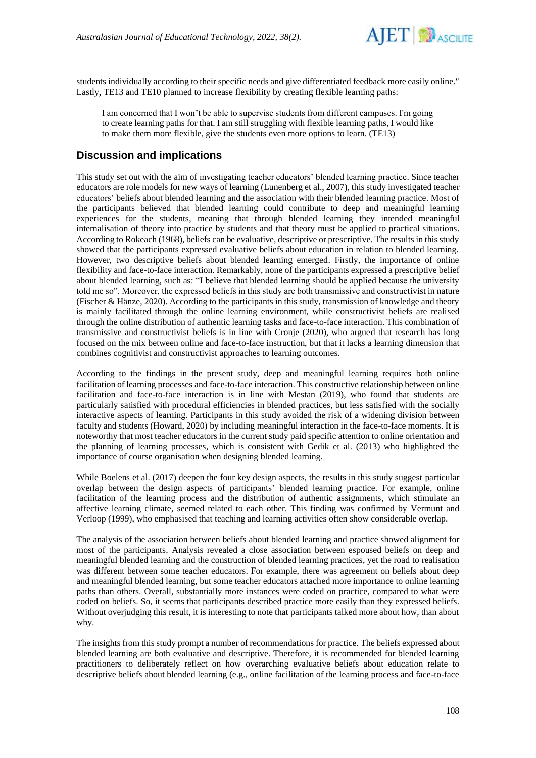students individually according to their specific needs and give differentiated feedback more easily online." Lastly, TE13 and TE10 planned to increase flexibility by creating flexible learning paths:

> I am concerned that I won't be able to supervise students from different campuses. I'm going to create learning paths for that. I am still struggling with flexible learning paths, I would like to make them more flexible, give the students even more options to learn. (TE13)

## Discussion and implications

This study set out with the aim of investigating teacher educators' blended learning practice. Since teacher educators are role models for new ways of learning (Lunenberg et al., 2007), this study investigated teacher educators' beliefs about blended learning and the association with their blended learning practice. Most of the participants believed that blended learning could contribute to deep and meaningful learning experiences for the students, meaning that through blended learning they intended meaningful internalisation of theory into practice by students and that theory must be applied to practical situations. According to Rokeach (1968), beliefs can be evaluative, descriptive or prescriptive. The results in this study showed that the participants expressed evaluative beliefs about education in relation to blended learning. However, two descriptive beliefs about blended learning emerged. Firstly, the importance of online flexibility and face-to-face interaction. Remarkably, none of the participants expressed a prescriptive belief about blended learning, such as: "I believe that blended learning should be applied because the university told me so". Moreover, the expressed beliefs in this study are both transmissive and constructivist in nature (Fischer & Hänze, 2020). According to the participants in this study, transmission of knowledge and theory is mainly facilitated through the online learning environment, while constructivist beliefs are realised through the online distribution of authentic learning tasks and face-to-face interaction. This combination of transmissive and constructivist beliefs is in line with Cronje (2020), who argued that research has long focused on the mix between online and face-to-face instruction, but that it lacks a learning dimension that combines cognitivist and constructivist approaches to learning outcomes.

According to the findings in the present study, deep and meaningful learning requires both online facilitation of learning processes and face-to-face interaction. This constructive relationship between online facilitation and face-to-face interaction is in line with Mestan (2019), who found that students are particularly satisfied with procedural efficiencies in blended practices, but less satisfied with the socially interactive aspects of learning. Participants in this study avoided the risk of a widening division between faculty and students (Howard, 2020) by including meaningful interaction in the face-to-face moments. It is noteworthy that most teacher educators in the current study paid specific attention to online orientation and the planning of learning processes, which is consistent with Gedik et al. (2013) who highlighted the importance of course organisation when designing blended learning.

While Boelens et al. (2017) deepen the four key design aspects, the results in this study suggest particular overlap between the design aspects of participants' blended learning practice. For example, online facilitation of the learning process and the distribution of authentic assignments, which stimulate an affective learning climate, seemed related to each other. This finding was confirmed by Vermunt and Verloop (1999), who emphasised that teaching and learning activities often show considerable overlap.

The analysis of the association between beliefs about blended learning and practice showed alignment for most of the participants. Analysis revealed a close association between espoused beliefs on deep and meaningful blended learning and the construction of blended learning practices, yet the road to realisation was different between some teacher educators. For example, there was agreement on beliefs about deep and meaningful blended learning, but some teacher educators attached more importance to online learning paths than others. Overall, substantially more instances were coded on practice, compared to what were coded on beliefs. So, it seems that participants described practice more easily than they expressed beliefs. Without overjudging this result, it is interesting to note that participants talked more about how, than about why.

The insights from this study prompt a number of recommendations for practice. The beliefs expressed about blended learning are both evaluative and descriptive. Therefore, it is recommended for blended learning practitioners to deliberately reflect on how overarching evaluative beliefs about education relate to descriptive beliefs about blended learning (e.g., online facilitation of the learning process and face-to-face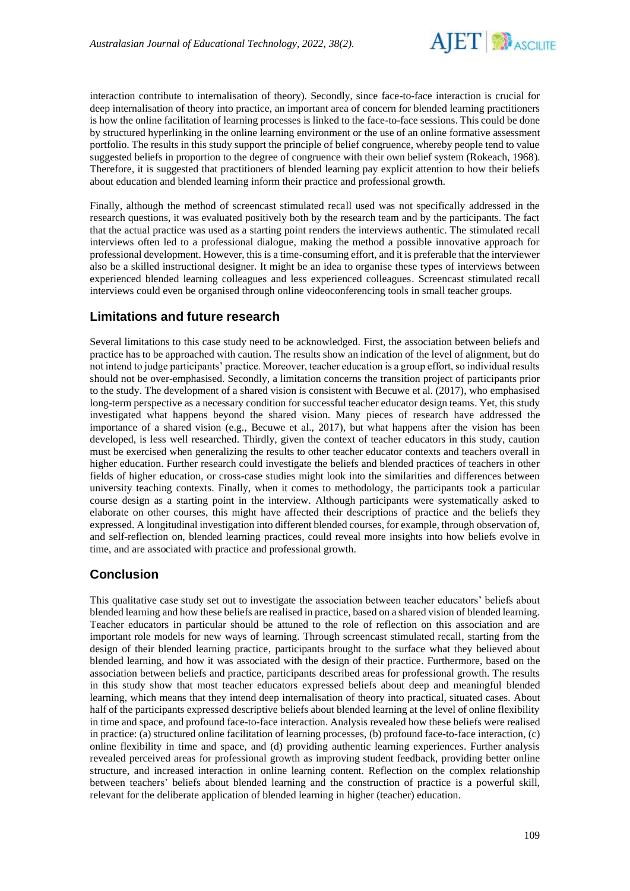interaction contribute to internalisation of theory). Secondly, since face-to-face interaction is crucial for deep internalisation of theory into practice, an important area of concern for blended learning practitioners is how the online facilitation of learning processes is linked to the face-to-face sessions. This could be done by structured hyperlinking in the online learning environment or the use of an online formative assessment portfolio. The results in this study support the principle of belief congruence, whereby people tend to value suggested beliefs in proportion to the degree of congruence with their own belief system (Rokeach, 1968). Therefore, it is suggested that practitioners of blended learning pay explicit attention to how their beliefs about education and blended learning inform their practice and professional growth.

Finally, although the method of screencast stimulated recall used was not specifically addressed in the research questions, it was evaluated positively both by the research team and by the participants. The fact that the actual practice was used as a starting point renders the interviews authentic. The stimulated recall interviews often led to a professional dialogue, making the method a possible innovative approach for professional development. However, this is a time-consuming effort, and it is preferable that the interviewer also be a skilled instructional designer. It might be an idea to organise these types of interviews between experienced blended learning colleagues and less experienced colleagues. Screencast stimulated recall interviews could even be organised through online videoconferencing tools in small teacher groups.

## Limitations and future research

Several limitations to this case study need to be acknowledged. First, the association between beliefs and practice has to be approached with caution. The results show an indication of the level of alignment, but do not intend to judge participants' practice. Moreover, teacher education is a group effort, so individual results should not be over-emphasised. Secondly, a limitation concerns the transition project of participants prior to the study. The development of a shared vision is consistent with Becuwe et al. (2017), who emphasised long-term perspective as a necessary condition for successful teacher educator design teams. Yet, this study investigated what happens beyond the shared vision. Many pieces of research have addressed the importance of a shared vision (e.g., Becuwe et al., 2017), but what happens after the vision has been developed, is less well researched. Thirdly, given the context of teacher educators in this study, caution must be exercised when generalizing the results to other teacher educator contexts and teachers overall in higher education. Further research could investigate the beliefs and blended practices of teachers in other fields of higher education, or cross-case studies might look into the similarities and differences between university teaching contexts. Finally, when it comes to methodology, the participants took a particular course design as a starting point in the interview. Although participants were systematically asked to elaborate on other courses, this might have affected their descriptions of practice and the beliefs they expressed. A longitudinal investigation into different blended courses, for example, through observation of, and self-reflection on, blended learning practices, could reveal more insights into how beliefs evolve in time, and are associated with practice and professional growth.

## Conclusion

This qualitative case study set out to investigate the association between teacher educators' beliefs about blended learning and how these beliefs are realised in practice, based on a shared vision of blended learning. Teacher educators in particular should be attuned to the role of reflection on this association and are important role models for new ways of learning. Through screencast stimulated recall, starting from the design of their blended learning practice, participants brought to the surface what they believed about blended learning, and how it was associated with the design of their practice. Furthermore, based on the association between beliefs and practice, participants described areas for professional growth. The results in this study show that most teacher educators expressed beliefs about deep and meaningful blended learning, which means that they intend deep internalisation of theory into practical, situated cases. About half of the participants expressed descriptive beliefs about blended learning at the level of online flexibility in time and space, and profound face-to-face interaction. Analysis revealed how these beliefs were realised in practice: (a) structured online facilitation of learning processes, (b) profound face-to-face interaction, (c) online flexibility in time and space, and (d) providing authentic learning experiences. Further analysis revealed perceived areas for professional growth as improving student feedback, providing better online structure, and increased interaction in online learning content. Reflection on the complex relationship between teachers' beliefs about blended learning and the construction of practice is a powerful skill, relevant for the deliberate application of blended learning in higher (teacher) education.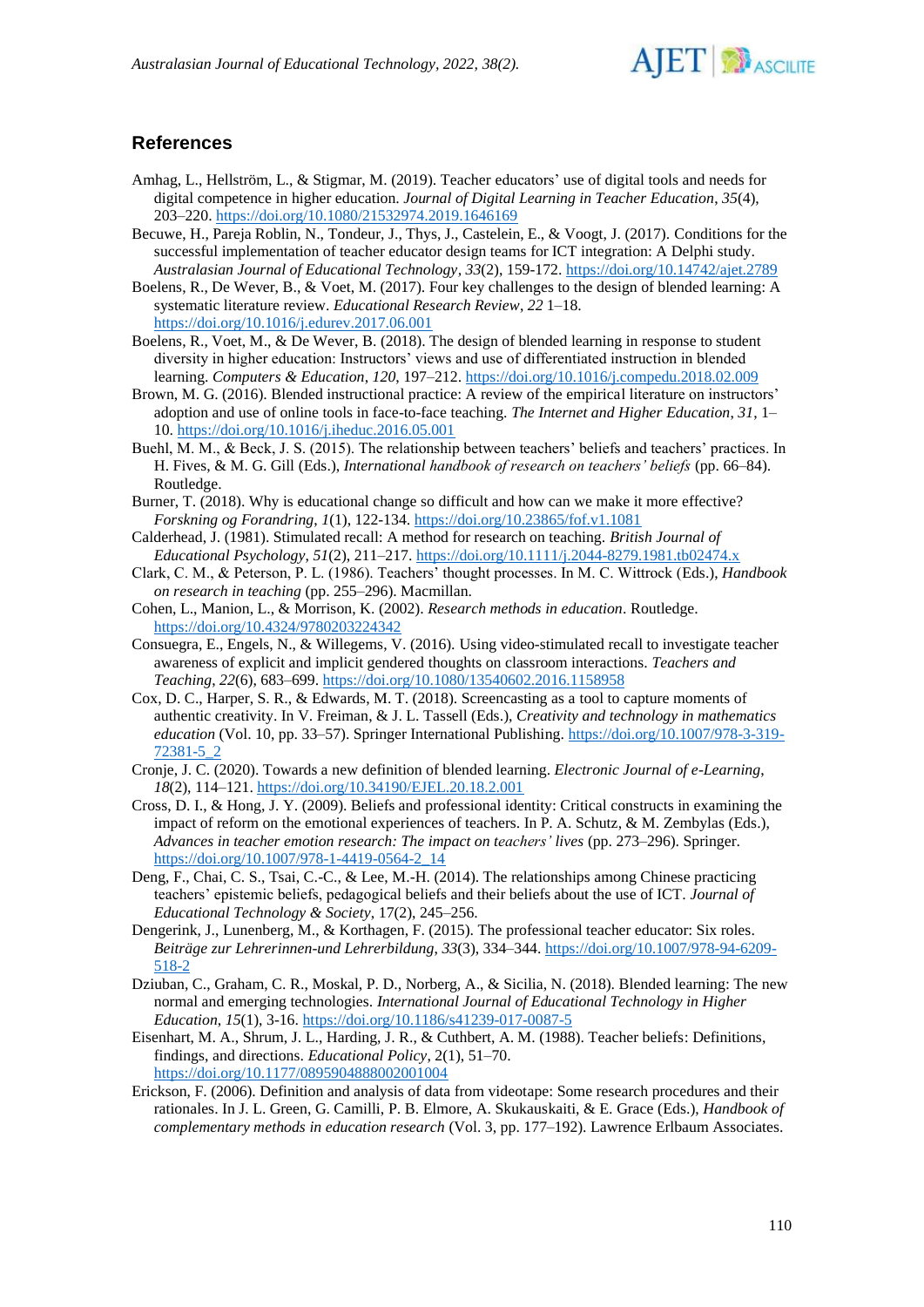## References

Amhag, L., Hellström, L., & Stigmar, M. (2019). Teacher educators' use of digital tools and needs for digital competence in higher education. *Journal of Digital Learning in Teacher Education*, *35*(4), 203–220. https://doi.org/10.1080/21532974.2019.1646169

Becuwe, H., Pareja Roblin, N., Tondeur, J., Thys, J., Castelein, E., & Voogt, J. (2017). Conditions for the successful implementation of teacher educator design teams for ICT integration: A Delphi study. *Australasian Journal of Educational Technology*, *33*(2), 159-172. https://doi.org/10.14742/ajet.2789

Boelens, R., De Wever, B., & Voet, M. (2017). Four key challenges to the design of blended learning: A systematic literature review. *Educational Research Review*, *22* 1–18. https://doi.org/10.1016/j.edurev.2017.06.001

Boelens, R., Voet, M., & De Wever, B. (2018). The design of blended learning in response to student diversity in higher education: Instructors' views and use of differentiated instruction in blended learning. *Computers & Education*, *120*, 197–212. https://doi.org/10.1016/j.compedu.2018.02.009

Brown, M. G. (2016). Blended instructional practice: A review of the empirical literature on instructors' adoption and use of online tools in face-to-face teaching. *The Internet and Higher Education*, *31*, 1–10. https://doi.org/10.1016/j.iheduc.2016.05.001

Buehl, M. M., & Beck, J. S. (2015). The relationship between teachers' beliefs and teachers' practices. In H. Fives, & M. G. Gill (Eds.), *International handbook of research on teachers' beliefs* (pp. 66–84). Routledge.

Burner, T. (2018). Why is educational change so difficult and how can we make it more effective? *Forskning og Forandring*, *1*(1), 122-134. https://doi.org/10.23865/fof.v1.1081

Calderhead, J. (1981). Stimulated recall: A method for research on teaching. *British Journal of Educational Psychology*, *51*(2), 211–217. https://doi.org/10.1111/j.2044-8279.1981.tb02474.x

Clark, C. M., & Peterson, P. L. (1986). Teachers' thought processes. In M. C. Wittrock (Eds.), *Handbook on research in teaching* (pp. 255–296). Macmillan.

Cohen, L., Manion, L., & Morrison, K. (2002). *Research methods in education*. Routledge. https://doi.org/10.4324/9780203224342

Consuegra, E., Engels, N., & Willegems, V. (2016). Using video-stimulated recall to investigate teacher awareness of explicit and implicit gendered thoughts on classroom interactions. *Teachers and Teaching*, *22*(6), 683–699. https://doi.org/10.1080/13540602.2016.1158958

Cox, D. C., Harper, S. R., & Edwards, M. T. (2018). Screencasting as a tool to capture moments of authentic creativity. In V. Freiman, & J. L. Tassell (Eds.), *Creativity and technology in mathematics education* (Vol. 10, pp. 33–57). Springer International Publishing. https://doi.org/10.1007/978-3-319-72381-5_2

Cronje, J. C. (2020). Towards a new definition of blended learning. *Electronic Journal of e-Learning*, *18*(2), 114–121. https://doi.org/10.34190/EJEL.20.18.2.001

Cross, D. I., & Hong, J. Y. (2009). Beliefs and professional identity: Critical constructs in examining the impact of reform on the emotional experiences of teachers. In P. A. Schutz, & M. Zembylas (Eds.), *Advances in teacher emotion research: The impact on teachers' lives* (pp. 273–296). Springer. https://doi.org/10.1007/978-1-4419-0564-2_14

Deng, F., Chai, C. S., Tsai, C.-C., & Lee, M.-H. (2014). The relationships among Chinese practicing teachers' epistemic beliefs, pedagogical beliefs and their beliefs about the use of ICT. *Journal of Educational Technology & Society*, 17(2), 245–256.

Dengerink, J., Lunenberg, M., & Korthagen, F. (2015). The professional teacher educator: Six roles. *Beiträge zur Lehrerinnen-und Lehrerbildung*, *33*(3), 334–344. https://doi.org/10.1007/978-94-6209-518-2

Dziuban, C., Graham, C. R., Moskal, P. D., Norberg, A., & Sicilia, N. (2018). Blended learning: The new normal and emerging technologies. *International Journal of Educational Technology in Higher Education*, *15*(1), 3-16. https://doi.org/10.1186/s41239-017-0087-5

Eisenhart, M. A., Shrum, J. L., Harding, J. R., & Cuthbert, A. M. (1988). Teacher beliefs: Definitions, findings, and directions. *Educational Policy*, 2(1), 51–70. https://doi.org/10.1177/0895904888002001004

Erickson, F. (2006). Definition and analysis of data from videotape: Some research procedures and their rationales. In J. L. Green, G. Camilli, P. B. Elmore, A. Skukauskaite, & E. Grace (Eds.), *Handbook of complementary methods in education research* (Vol. 3, pp. 177–192). Lawrence Erlbaum Associates.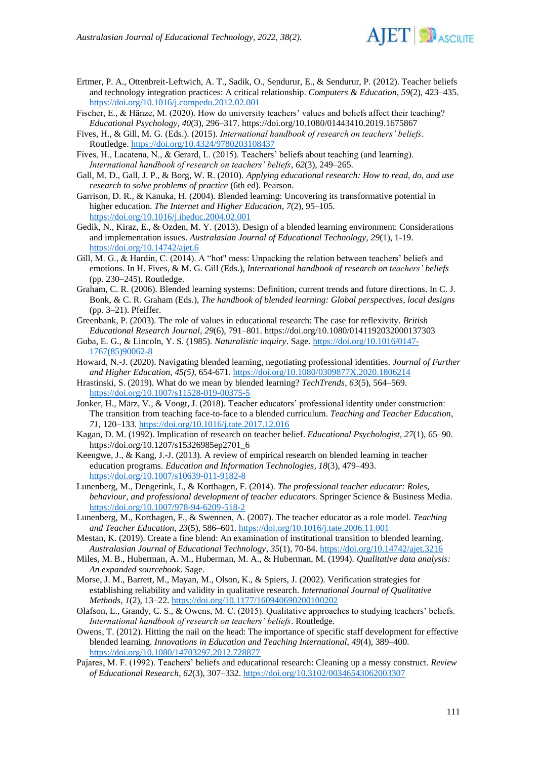Ertmer, P. A., Ottenbreit-Leftwich, A. T., Sadik, O., Sendurur, E., & Sendurur, P. (2012). Teacher beliefs and technology integration practices: A critical relationship. *Computers & Education*, *59*(2), 423–435. https://doi.org/10.1016/j.compedu.2012.02.001

Fischer, E., & Hänze, M. (2020). How do university teachers' values and beliefs affect their teaching? *Educational Psychology*, *40*(3), 296–317. https://doi.org/10.1080/01443410.2019.1675867

Fives, H., & Gill, M. G. (Eds.). (2015). *International handbook of research on teachers' beliefs*. Routledge. https://doi.org/10.4324/9780203108437

Fives, H., Lacatena, N., & Gerard, L. (2015). Teachers' beliefs about teaching (and learning). *International handbook of research on teachers' beliefs*, *62*(3), 249–265.

Gall, M. D., Gall, J. P., & Borg, W. R. (2010). *Applying educational research: How to read, do, and use research to solve problems of practice* (6th ed). Pearson.

Garrison, D. R., & Kanuka, H. (2004). Blended learning: Uncovering its transformative potential in higher education. *The Internet and Higher Education*, *7*(2), 95–105. https://doi.org/10.1016/j.iheduc.2004.02.001

Gedik, N., Kiraz, E., & Ozden, M. Y. (2013). Design of a blended learning environment: Considerations and implementation issues. *Australasian Journal of Educational Technology*, *29*(1), 1-19. https://doi.org/10.14742/ajet.6

Gill, M. G., & Hardin, C. (2014). A "hot" mess: Unpacking the relation between teachers' beliefs and emotions. In H. Fives, & M. G. Gill (Eds.), *International handbook of research on teachers' beliefs* (pp. 230–245). Routledge.

Graham, C. R. (2006). Blended learning systems: Definition, current trends and future directions. In C. J. Bonk, & C. R. Graham (Eds.), *The handbook of blended learning: Global perspectives, local designs* (pp. 3–21). Pfeiffer.

Greenbank, P. (2003). The role of values in educational research: The case for reflexivity. *British Educational Research Journal*, *29*(6), 791–801. https://doi.org/10.1080/0141192032000137303

Guba, E. G., & Lincoln, Y. S. (1985). *Naturalistic inquiry*. Sage. https://doi.org/10.1016/0147-1767(85)90062-8

Howard, N.-J. (2020). Navigating blended learning, negotiating professional identities. *Journal of Further and Higher Education*, *45(5)*, 654-671. https://doi.org/10.1080/0309877X.2020.1806214

Hrastinski, S. (2019). What do we mean by blended learning? *TechTrends*, *63*(5), 564–569. https://doi.org/10.1007/s11528-019-00375-5

Jonker, H., März, V., & Voogt, J. (2018). Teacher educators' professional identity under construction: The transition from teaching face-to-face to a blended curriculum. *Teaching and Teacher Education*, *71*, 120–133. https://doi.org/10.1016/j.tate.2017.12.016

Kagan, D. M. (1992). Implication of research on teacher belief. *Educational Psychologist*, *27*(1), 65–90. https://doi.org/10.1207/s15326985ep2701_6

Keengwe, J., & Kang, J.-J. (2013). A review of empirical research on blended learning in teacher education programs. *Education and Information Technologies*, *18*(3), 479–493. https://doi.org/10.1007/s10639-011-9182-8

Lunenberg, M., Dengerink, J., & Korthagen, F. (2014). *The professional teacher educator: Roles, behaviour, and professional development of teacher educators.* Springer Science & Business Media. https://doi.org/10.1007/978-94-6209-518-2

Lunenberg, M., Korthagen, F., & Swennen, A. (2007). The teacher educator as a role model. *Teaching and Teacher Education*, *23*(5), 586–601. https://doi.org/10.1016/j.tate.2006.11.001

Mestan, K. (2019). Create a fine blend: An examination of institutional transition to blended learning. *Australasian Journal of Educational Technology*, *35*(1), 70-84. https://doi.org/10.14742/ajet.3216

Miles, M. B., Huberman, A. M., Huberman, M. A., & Huberman, M. (1994). *Qualitative data analysis: An expanded sourcebook*. Sage.

Morse, J. M., Barrett, M., Mayan, M., Olson, K., & Spiers, J. (2002). Verification strategies for establishing reliability and validity in qualitative research. *International Journal of Qualitative Methods*, *1*(2), 13–22. https://doi.org/10.1177/160940690200100202

Olafson, L., Grandy, C. S., & Owens, M. C. (2015). Qualitative approaches to studying teachers' beliefs. *International handbook of research on teachers' beliefs*. Routledge.

Owens, T. (2012). Hitting the nail on the head: The importance of specific staff development for effective blended learning. *Innovations in Education and Teaching International*, *49*(4), 389–400. https://doi.org/10.1080/14703297.2012.728877

Pajares, M. F. (1992). Teachers' beliefs and educational research: Cleaning up a messy construct. *Review of Educational Research*, *62*(3), 307–332. https://doi.org/10.3102/00346543062003307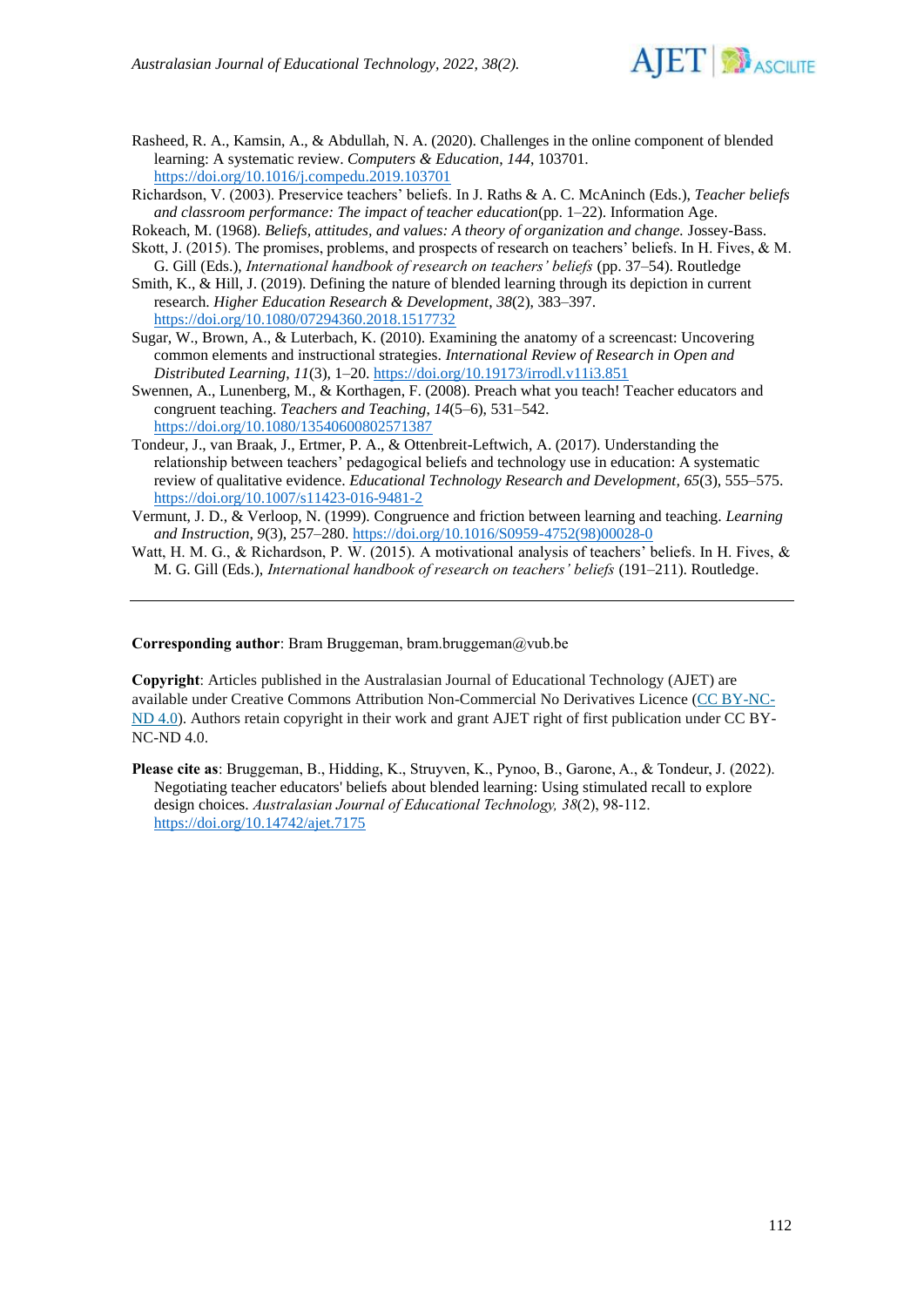Rasheed, R. A., Kamsin, A., & Abdullah, N. A. (2020). Challenges in the online component of blended learning: A systematic review. *Computers & Education*, *144*, 103701. https://doi.org/10.1016/j.compedu.2019.103701

Richardson, V. (2003). Preservice teachers' beliefs. In J. Raths & A. C. McAninch (Eds.), *Teacher beliefs and classroom performance: The impact of teacher education*(pp. 1–22). Information Age.

Rokeach, M. (1968). *Beliefs, attitudes, and values: A theory of organization and change.* Jossey-Bass.

Skott, J. (2015). The promises, problems, and prospects of research on teachers' beliefs. In H. Fives, & M. G. Gill (Eds.), *International handbook of research on teachers' beliefs* (pp. 37–54). Routledge

Smith, K., & Hill, J. (2019). Defining the nature of blended learning through its depiction in current research. *Higher Education Research & Development*, *38*(2), 383–397. https://doi.org/10.1080/07294360.2018.1517732

Sugar, W., Brown, A., & Luterbach, K. (2010). Examining the anatomy of a screencast: Uncovering common elements and instructional strategies. *International Review of Research in Open and Distributed Learning*, *11*(3), 1–20. https://doi.org/10.19173/irrodl.v11i3.851

Swennen, A., Lunenberg, M., & Korthagen, F. (2008). Preach what you teach! Teacher educators and congruent teaching. *Teachers and Teaching*, *14*(5–6), 531–542. https://doi.org/10.1080/13540600802571387

Tondeur, J., van Braak, J., Ertmer, P. A., & Ottenbreit-Leftwich, A. (2017). Understanding the relationship between teachers' pedagogical beliefs and technology use in education: A systematic review of qualitative evidence. *Educational Technology Research and Development*, *65*(3), 555–575. https://doi.org/10.1007/s11423-016-9481-2

Vermunt, J. D., & Verloop, N. (1999). Congruence and friction between learning and teaching. *Learning and Instruction*, *9*(3), 257–280. https://doi.org/10.1016/S0959-4752(98)00028-0

Watt, H. M. G., & Richardson, P. W. (2015). A motivational analysis of teachers' beliefs. In H. Fives, & M. G. Gill (Eds.), *International handbook of research on teachers' beliefs* (191–211). Routledge.

---

**Corresponding author**: Bram Bruggeman, bram.bruggeman@vub.be

**Copyright**: Articles published in the Australasian Journal of Educational Technology (AJET) are available under Creative Commons Attribution Non-Commercial No Derivatives Licence (CC BY-NC-ND 4.0). Authors retain copyright in their work and grant AJET right of first publication under CC BY-NC-ND 4.0.

**Please cite as**: Bruggeman, B., Hidding, K., Struyven, K., Pynoo, B., Garone, A., & Tondeur, J. (2022). Negotiating teacher educators' beliefs about blended learning: Using stimulated recall to explore design choices. *Australasian Journal of Educational Technology, 38*(2), 98-112. https://doi.org/10.14742/ajet.7175